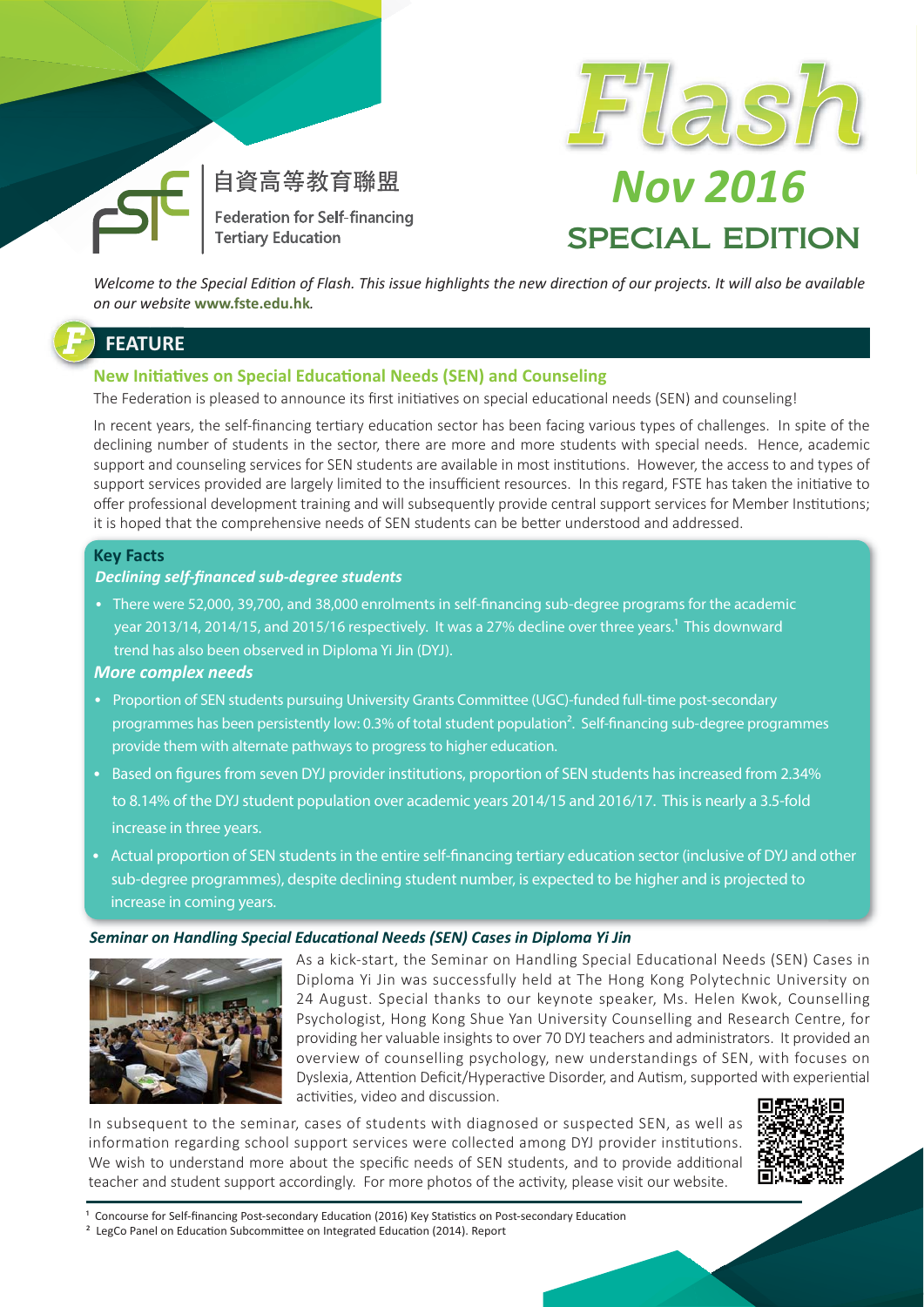自資高等教育聯盟

Federation for Self-financing Tertiary Education

# Flash

## Nov 2016

## SPECIAL EDITION

*Welcome to the Special Edition of Flash. This issue highlights the new direction of our projects. It will also be available on our website* ***www.fste.edu.hk****.*

## FEATURE

### New Initiatives on Special Educational Needs (SEN) and Counseling

The Federation is pleased to announce its first initiatives on special educational needs (SEN) and counseling!

In recent years, the self-financing tertiary education sector has been facing various types of challenges. In spite of the declining number of students in the sector, there are more and more students with special needs. Hence, academic support and counseling services for SEN students are available in most institutions. However, the access to and types of support services provided are largely limited to the insufficient resources. In this regard, FSTE has taken the initiative to offer professional development training and will subsequently provide central support services for Member Institutions; it is hoped that the comprehensive needs of SEN students can be better understood and addressed.

**Key Facts**

***Declining self-financed sub-degree students***

- There were 52,000, 39,700, and 38,000 enrolments in self-financing sub-degree programs for the academic year 2013/14, 2014/15, and 2015/16 respectively. It was a 27% decline over three years.[1] This downward trend has also been observed in Diploma Yi Jin (DYJ).

***More complex needs***

- Proportion of SEN students pursuing University Grants Committee (UGC)-funded full-time post-secondary programmes has been persistently low: 0.3% of total student population[2]. Self-financing sub-degree programmes provide them with alternate pathways to progress to higher education.
- Based on figures from seven DYJ provider institutions, proportion of SEN students has increased from 2.34% to 8.14% of the DYJ student population over academic years 2014/15 and 2016/17. This is nearly a 3.5-fold increase in three years.
- Actual proportion of SEN students in the entire self-financing tertiary education sector (inclusive of DYJ and other sub-degree programmes), despite declining student number, is expected to be higher and is projected to increase in coming years.

***Seminar on Handling Special Educational Needs (SEN) Cases in Diploma Yi Jin***

As a kick-start, the Seminar on Handling Special Educational Needs (SEN) Cases in Diploma Yi Jin was successfully held at The Hong Kong Polytechnic University on 24 August. Special thanks to our keynote speaker, Ms. Helen Kwok, Counselling Psychologist, Hong Kong Shue Yan University Counselling and Research Centre, for providing her valuable insights to over 70 DYJ teachers and administrators. It provided an overview of counselling psychology, new understandings of SEN, with focuses on Dyslexia, Attention Deficit/Hyperactive Disorder, and Autism, supported with experiential activities, video and discussion.

In subsequent to the seminar, cases of students with diagnosed or suspected SEN, as well as information regarding school support services were collected among DYJ provider institutions. We wish to understand more about the specific needs of SEN students, and to provide additional teacher and student support accordingly. For more photos of the activity, please visit our website.

[1] Concourse for Self-financing Post-secondary Education (2016) Key Statistics on Post-secondary Education

[2] LegCo Panel on Education Subcommittee on Integrated Education (2014). Report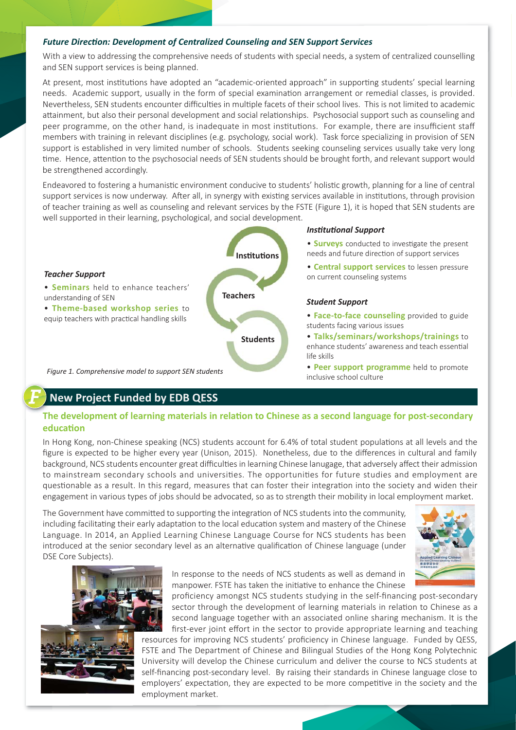### *Future Direction: Development of Centralized Counseling and SEN Support Services*

With a view to addressing the comprehensive needs of students with special needs, a system of centralized counselling and SEN support services is being planned.

At present, most institutions have adopted an "academic-oriented approach" in supporting students' special learning needs. Academic support, usually in the form of special examination arrangement or remedial classes, is provided. Nevertheless, SEN students encounter difficulties in multiple facets of their school lives. This is not limited to academic attainment, but also their personal development and social relationships. Psychosocial support such as counseling and peer programme, on the other hand, is inadequate in most institutions. For example, there are insufficient staff members with training in relevant disciplines (e.g. psychology, social work). Task force specializing in provision of SEN support is established in very limited number of schools. Students seeking counseling services usually take very long time. Hence, attention to the psychosocial needs of SEN students should be brought forth, and relevant support would be strengthened accordingly.

Endeavored to fostering a humanistic environment conducive to students' holistic growth, planning for a line of central support services is now underway. After all, in synergy with existing services available in institutions, through provision of teacher training as well as counseling and relevant services by the FSTE (Figure 1), it is hoped that SEN students are well supported in their learning, psychological, and social development.

*Teacher Support*

- **Seminars** held to enhance teachers' understanding of SEN
- **Theme-based workshop series** to equip teachers with practical handling skills

Institutions

Teachers

Students

*Institutional Support*

- **Surveys** conducted to investigate the present needs and future direction of support services
- **Central support services** to lessen pressure on current counseling systems

*Student Support*

- **Face-to-face counseling** provided to guide students facing various issues
- **Talks/seminars/workshops/trainings** to enhance students' awareness and teach essential life skills
- **Peer support programme** held to promote inclusive school culture

*Figure 1. Comprehensive model to support SEN students*

## F New Project Funded by EDB QESS

### The development of learning materials in relation to Chinese as a second language for post-secondary education

In Hong Kong, non-Chinese speaking (NCS) students account for 6.4% of total student populations at all levels and the figure is expected to be higher every year (Unison, 2015). Nonetheless, due to the differences in cultural and family background, NCS students encounter great difficulties in learning Chinese lanugage, that adversely affect their admission to mainstream secondary schools and universities. The opportunities for future studies and employment are questionable as a result. In this regard, measures that can foster their integration into the society and widen their engagement in various types of jobs should be advocated, so as to strength their mobility in local employment market.

The Government have committed to supporting the integration of NCS students into the community, including facilitating their early adaptation to the local education system and mastery of the Chinese Language. In 2014, an Applied Learning Chinese Language Course for NCS students has been introduced at the senior secondary level as an alternative qualification of Chinese language (under DSE Core Subjects).

In response to the needs of NCS students as well as demand in manpower. FSTE has taken the initiative to enhance the Chinese proficiency amongst NCS students studying in the self-financing post-secondary sector through the development of learning materials in relation to Chinese as a second language together with an associated online sharing mechanism. It is the first-ever joint effort in the sector to provide appropriate learning and teaching resources for improving NCS students' proficiency in Chinese language. Funded by QESS, FSTE and The Department of Chinese and Bilingual Studies of the Hong Kong Polytechnic University will develop the Chinese curriculum and deliver the course to NCS students at self-financing post-secondary level. By raising their standards in Chinese language close to employers' expectation, they are expected to be more competitive in the society and the employment market.